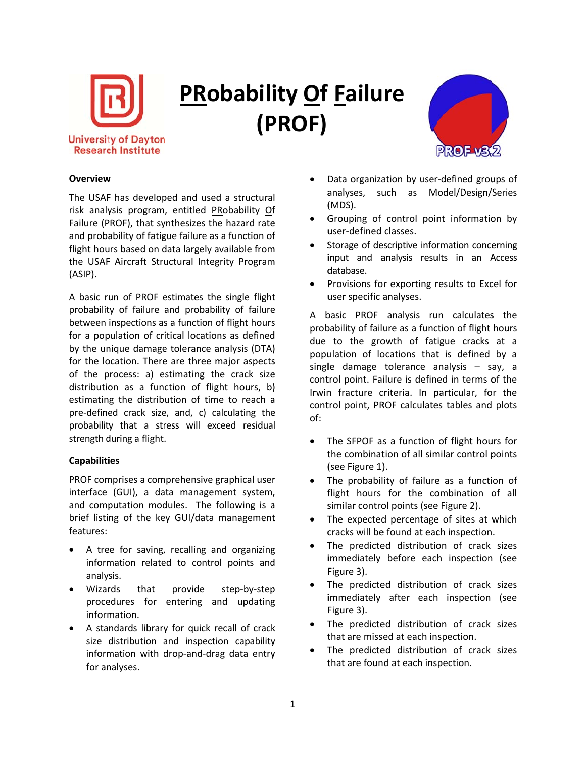# PRobability Of Failure (PROF)

University of Dayton Research Institute

## Overview

The USAF has developed and used a structural risk analysis program, entitled PRobability Of Failure (PROF), that synthesizes the hazard rate and probability of fatigue failure as a function of flight hours based on data largely available from the USAF Aircraft Structural Integrity Program (ASIP).

A basic run of PROF estimates the single flight probability of failure and probability of failure between inspections as a function of flight hours for a population of critical locations as defined by the unique damage tolerance analysis (DTA) for the location. There are three major aspects of the process: a) estimating the crack size distribution as a function of flight hours, b) estimating the distribution of time to reach a pre-defined crack size, and, c) calculating the probability that a stress will exceed residual strength during a flight.

## Capabilities

PROF comprises a comprehensive graphical user interface (GUI), a data management system, and computation modules. The following is a brief listing of the key GUI/data management features:

- A tree for saving, recalling and organizing information related to control points and analysis.
- Wizards that provide step-by-step procedures for entering and updating information.
- A standards library for quick recall of crack size distribution and inspection capability information with drop-and-drag data entry for analyses.
- Data organization by user-defined groups of analyses, such as Model/Design/Series (MDS).
- Grouping of control point information by user-defined classes.
- Storage of descriptive information concerning input and analysis results in an Access database.
- Provisions for exporting results to Excel for user specific analyses.

A basic PROF analysis run calculates the probability of failure as a function of flight hours due to the growth of fatigue cracks at a population of locations that is defined by a single damage tolerance analysis – say, a control point. Failure is defined in terms of the Irwin fracture criteria. In particular, for the control point, PROF calculates tables and plots of:

- The SFPOF as a function of flight hours for the combination of all similar control points (see Figure 1).
- The probability of failure as a function of flight hours for the combination of all similar control points (see Figure 2).
- The expected percentage of sites at which cracks will be found at each inspection.
- The predicted distribution of crack sizes immediately before each inspection (see Figure 3).
- The predicted distribution of crack sizes immediately after each inspection (see Figure 3).
- The predicted distribution of crack sizes that are missed at each inspection.
- The predicted distribution of crack sizes that are found at each inspection.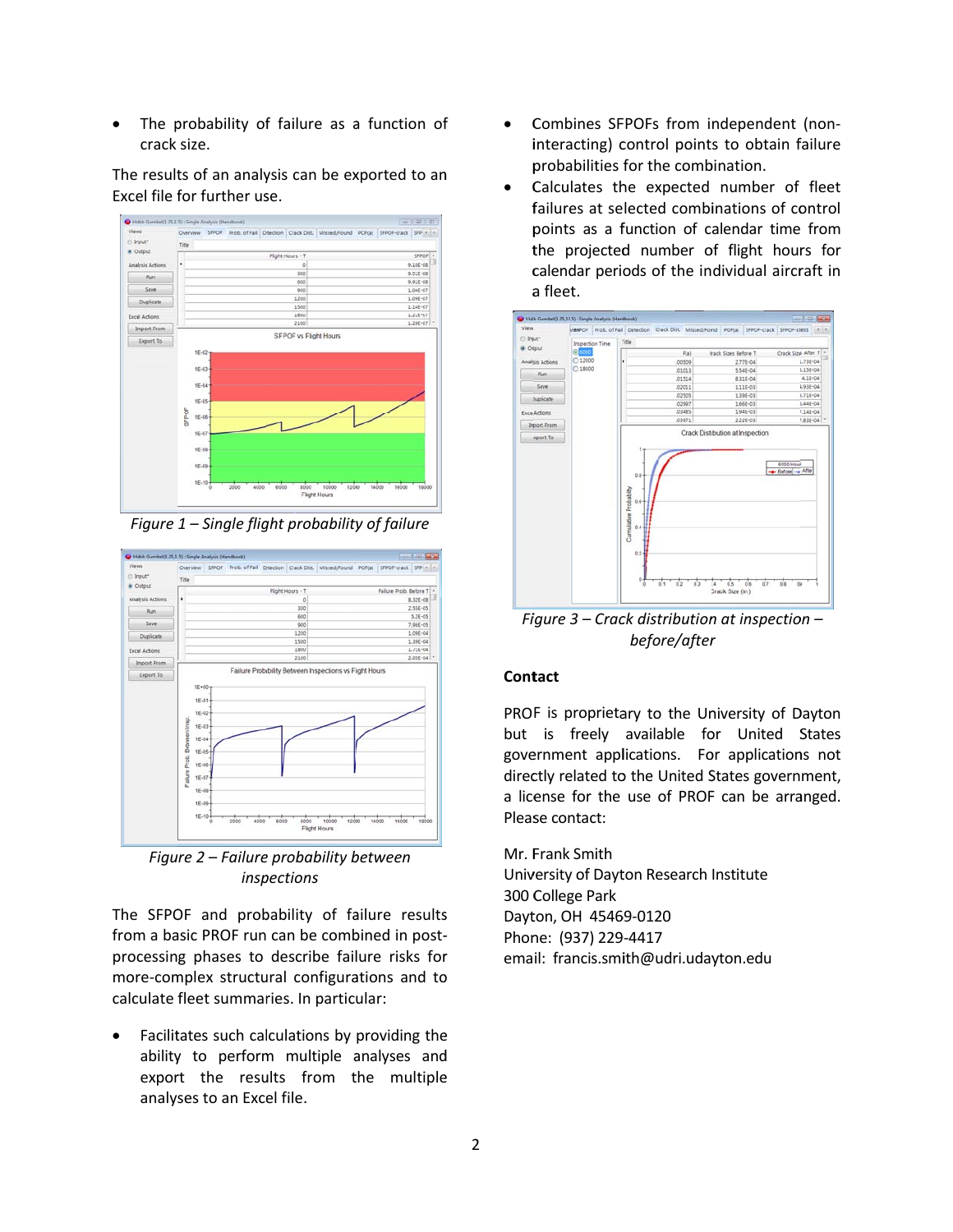- The probability of failure as a function of crack size.

The results of an analysis can be exported to an Excel file for further use.

*Figure 1 – Single flight probability of failure*

*Figure 2 – Failure probability between inspections*

The SFPOF and probability of failure results from a basic PROF run can be combined in post-processing phases to describe failure risks for more-complex structural configurations and to calculate fleet summaries. In particular:

- Facilitates such calculations by providing the ability to perform multiple analyses and export the results from the multiple analyses to an Excel file.
- Combines SFPOFs from independent (non-interacting) control points to obtain failure probabilities for the combination.
- Calculates the expected number of fleet failures at selected combinations of control points as a function of calendar time from the projected number of flight hours for calendar periods of the individual aircraft in a fleet.

*Figure 3 – Crack distribution at inspection – before/after*

## Contact

PROF is proprietary to the University of Dayton but is freely available for United States government applications. For applications not directly related to the United States government, a license for the use of PROF can be arranged. Please contact:

Mr. Frank Smith
University of Dayton Research Institute
300 College Park
Dayton, OH 45469-0120
Phone: (937) 229-4417
email: francis.smith@udri.udayton.edu